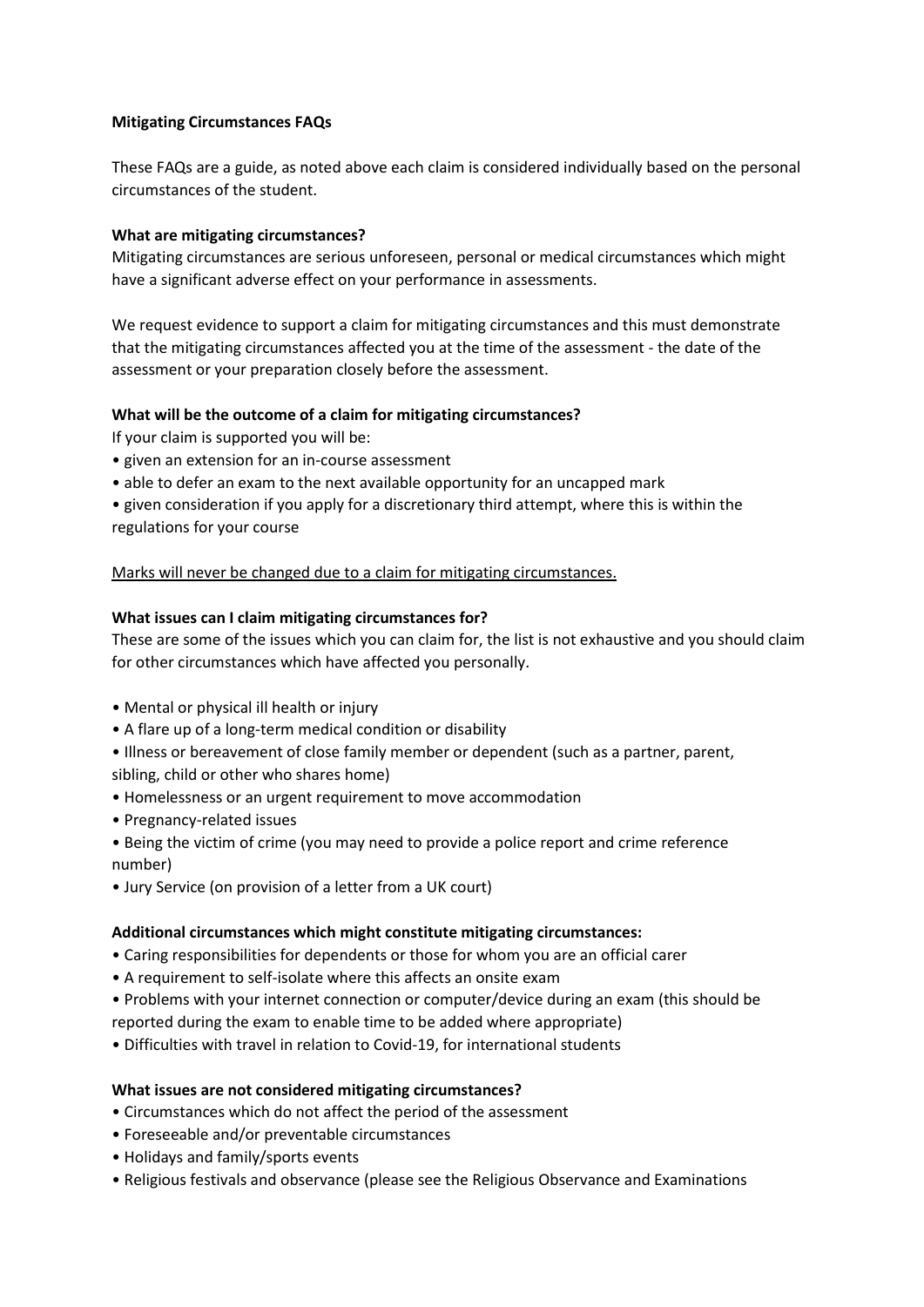**Mitigating Circumstances FAQs**

These FAQs are a guide, as noted above each claim is considered individually based on the personal circumstances of the student.

**What are mitigating circumstances?**

Mitigating circumstances are serious unforeseen, personal or medical circumstances which might have a significant adverse effect on your performance in assessments.

We request evidence to support a claim for mitigating circumstances and this must demonstrate that the mitigating circumstances affected you at the time of the assessment - the date of the assessment or your preparation closely before the assessment.

**What will be the outcome of a claim for mitigating circumstances?**

If your claim is supported you will be:

- given an extension for an in-course assessment
- able to defer an exam to the next available opportunity for an uncapped mark
- given consideration if you apply for a discretionary third attempt, where this is within the regulations for your course

<u>Marks will never be changed due to a claim for mitigating circumstances.</u>

**What issues can I claim mitigating circumstances for?**

These are some of the issues which you can claim for, the list is not exhaustive and you should claim for other circumstances which have affected you personally.

- Mental or physical ill health or injury
- A flare up of a long-term medical condition or disability
- Illness or bereavement of close family member or dependent (such as a partner, parent, sibling, child or other who shares home)
- Homelessness or an urgent requirement to move accommodation
- Pregnancy-related issues
- Being the victim of crime (you may need to provide a police report and crime reference number)
- Jury Service (on provision of a letter from a UK court)

**Additional circumstances which might constitute mitigating circumstances:**

- Caring responsibilities for dependents or those for whom you are an official carer
- A requirement to self-isolate where this affects an onsite exam
- Problems with your internet connection or computer/device during an exam (this should be reported during the exam to enable time to be added where appropriate)
- Difficulties with travel in relation to Covid-19, for international students

**What issues are not considered mitigating circumstances?**

- Circumstances which do not affect the period of the assessment
- Foreseeable and/or preventable circumstances
- Holidays and family/sports events
- Religious festivals and observance (please see the Religious Observance and Examinations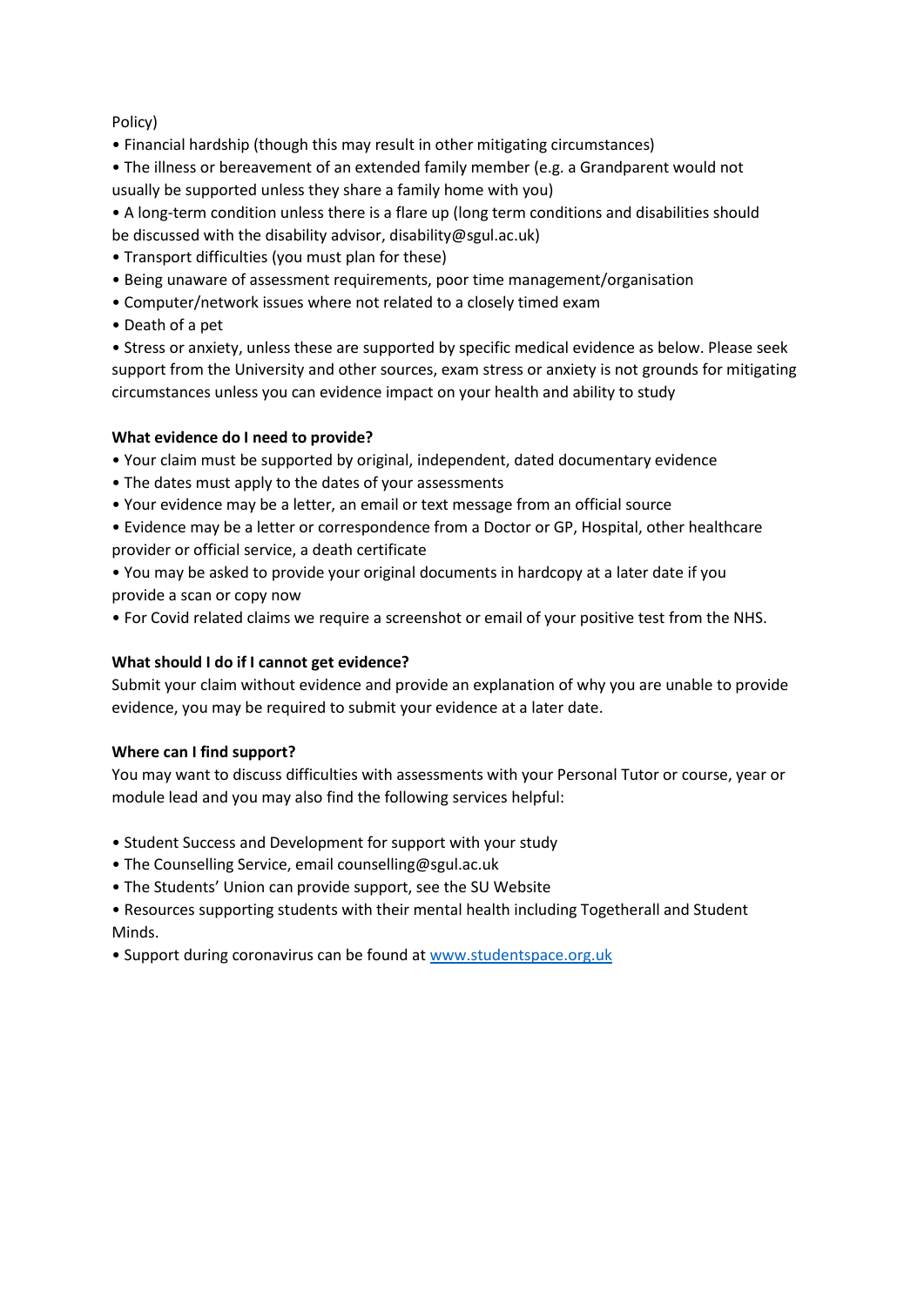Policy)

- Financial hardship (though this may result in other mitigating circumstances)
- The illness or bereavement of an extended family member (e.g. a Grandparent would not usually be supported unless they share a family home with you)
- A long-term condition unless there is a flare up (long term conditions and disabilities should be discussed with the disability advisor, disability@sgul.ac.uk)
- Transport difficulties (you must plan for these)
- Being unaware of assessment requirements, poor time management/organisation
- Computer/network issues where not related to a closely timed exam
- Death of a pet
- Stress or anxiety, unless these are supported by specific medical evidence as below. Please seek support from the University and other sources, exam stress or anxiety is not grounds for mitigating circumstances unless you can evidence impact on your health and ability to study

**What evidence do I need to provide?**

- Your claim must be supported by original, independent, dated documentary evidence
- The dates must apply to the dates of your assessments
- Your evidence may be a letter, an email or text message from an official source
- Evidence may be a letter or correspondence from a Doctor or GP, Hospital, other healthcare provider or official service, a death certificate
- You may be asked to provide your original documents in hardcopy at a later date if you provide a scan or copy now
- For Covid related claims we require a screenshot or email of your positive test from the NHS.

**What should I do if I cannot get evidence?**

Submit your claim without evidence and provide an explanation of why you are unable to provide evidence, you may be required to submit your evidence at a later date.

**Where can I find support?**

You may want to discuss difficulties with assessments with your Personal Tutor or course, year or module lead and you may also find the following services helpful:

- Student Success and Development for support with your study
- The Counselling Service, email counselling@sgul.ac.uk
- The Students' Union can provide support, see the SU Website
- Resources supporting students with their mental health including Togetherall and Student Minds.
- Support during coronavirus can be found at [www.studentspace.org.uk](http://www.studentspace.org.uk)